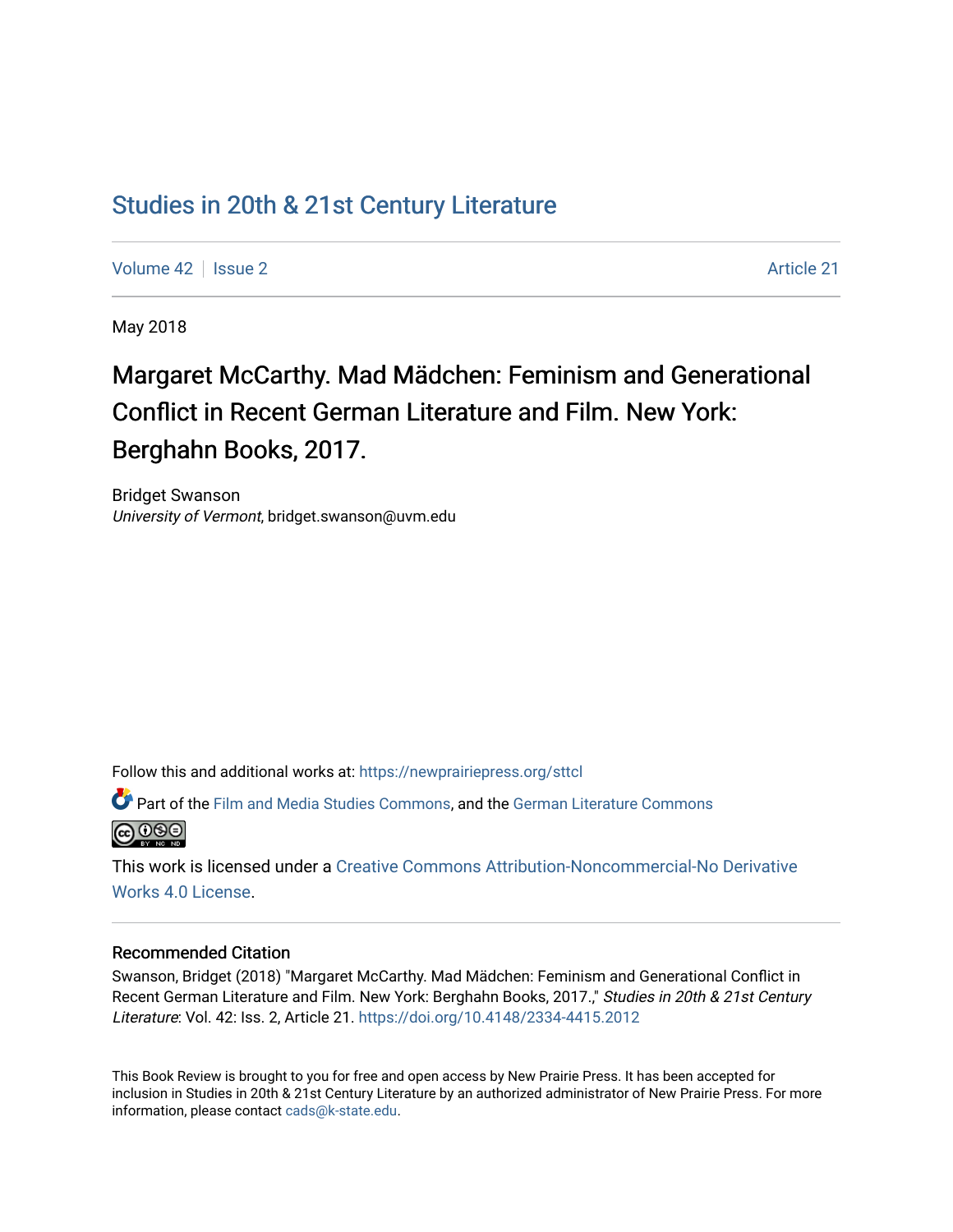# Studies in 20th & 21st Century Literature

Volume 42 | Issue 2 | Article 21

May 2018

## Margaret McCarthy. Mad Mädchen: Feminism and Generational Conflict in Recent German Literature and Film. New York: Berghahn Books, 2017.

Bridget Swanson
*University of Vermont*, bridget.swanson@uvm.edu

Follow this and additional works at: https://newprairiepress.org/sttcl

Part of the Film and Media Studies Commons, and the German Literature Commons

This work is licensed under a Creative Commons Attribution-Noncommercial-No Derivative Works 4.0 License.

### Recommended Citation

Swanson, Bridget (2018) "Margaret McCarthy. Mad Mädchen: Feminism and Generational Conflict in Recent German Literature and Film. New York: Berghahn Books, 2017.," *Studies in 20th & 21st Century Literature*: Vol. 42: Iss. 2, Article 21. https://doi.org/10.4148/2334-4415.2012

This Book Review is brought to you for free and open access by New Prairie Press. It has been accepted for inclusion in Studies in 20th & 21st Century Literature by an authorized administrator of New Prairie Press. For more information, please contact cads@k-state.edu.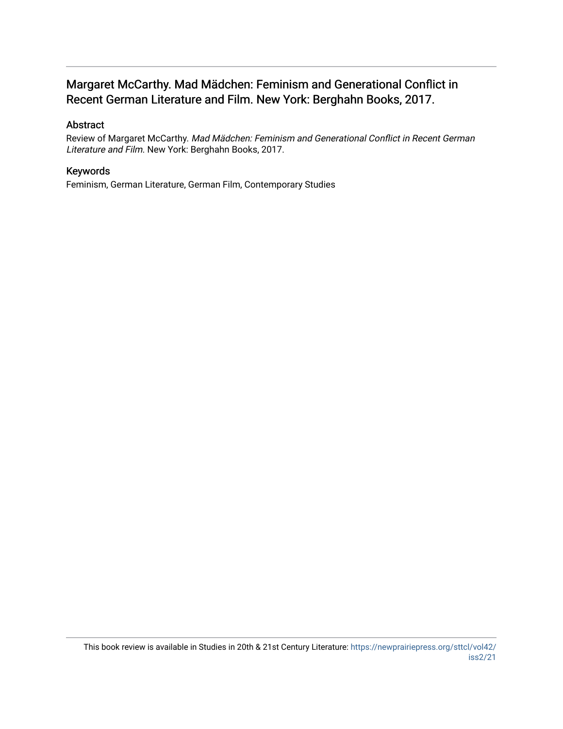# Margaret McCarthy. Mad Mädchen: Feminism and Generational Conflict in Recent German Literature and Film. New York: Berghahn Books, 2017.

## Abstract

Review of Margaret McCarthy. *Mad Mädchen: Feminism and Generational Conflict in Recent German Literature and Film*. New York: Berghahn Books, 2017.

## Keywords

Feminism, German Literature, German Film, Contemporary Studies

This book review is available in Studies in 20th & 21st Century Literature: https://newprairiepress.org/sttcl/vol42/iss2/21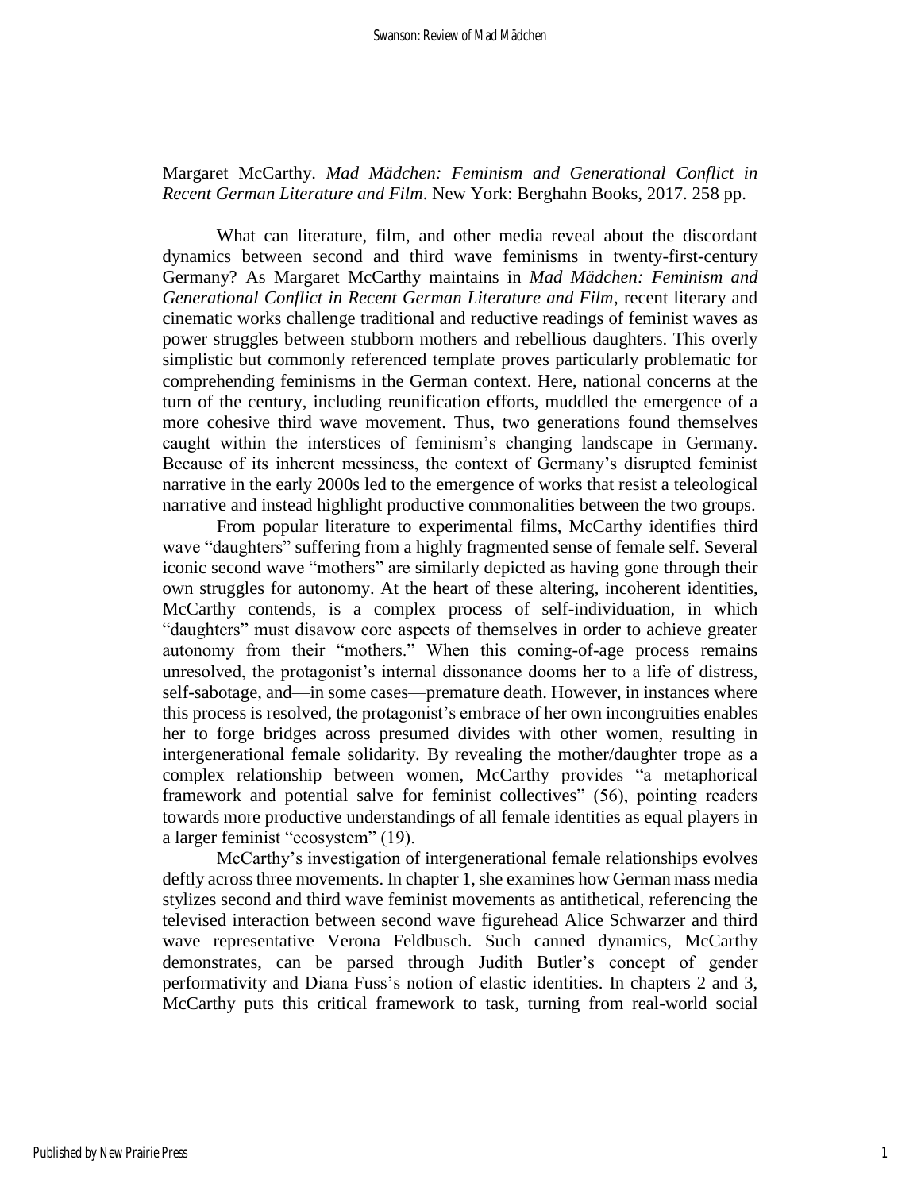Margaret McCarthy. *Mad Mädchen: Feminism and Generational Conflict in Recent German Literature and Film*. New York: Berghahn Books, 2017. 258 pp.

What can literature, film, and other media reveal about the discordant dynamics between second and third wave feminisms in twenty-first-century Germany? As Margaret McCarthy maintains in *Mad Mädchen: Feminism and Generational Conflict in Recent German Literature and Film*, recent literary and cinematic works challenge traditional and reductive readings of feminist waves as power struggles between stubborn mothers and rebellious daughters. This overly simplistic but commonly referenced template proves particularly problematic for comprehending feminisms in the German context. Here, national concerns at the turn of the century, including reunification efforts, muddled the emergence of a more cohesive third wave movement. Thus, two generations found themselves caught within the interstices of feminism's changing landscape in Germany. Because of its inherent messiness, the context of Germany's disrupted feminist narrative in the early 2000s led to the emergence of works that resist a teleological narrative and instead highlight productive commonalities between the two groups.

From popular literature to experimental films, McCarthy identifies third wave "daughters" suffering from a highly fragmented sense of female self. Several iconic second wave "mothers" are similarly depicted as having gone through their own struggles for autonomy. At the heart of these altering, incoherent identities, McCarthy contends, is a complex process of self-individuation, in which "daughters" must disavow core aspects of themselves in order to achieve greater autonomy from their "mothers." When this coming-of-age process remains unresolved, the protagonist's internal dissonance dooms her to a life of distress, self-sabotage, and—in some cases—premature death. However, in instances where this process is resolved, the protagonist's embrace of her own incongruities enables her to forge bridges across presumed divides with other women, resulting in intergenerational female solidarity. By revealing the mother/daughter trope as a complex relationship between women, McCarthy provides "a metaphorical framework and potential salve for feminist collectives" (56), pointing readers towards more productive understandings of all female identities as equal players in a larger feminist "ecosystem" (19).

McCarthy's investigation of intergenerational female relationships evolves deftly across three movements. In chapter 1, she examines how German mass media stylizes second and third wave feminist movements as antithetical, referencing the televised interaction between second wave figurehead Alice Schwarzer and third wave representative Verona Feldbusch. Such canned dynamics, McCarthy demonstrates, can be parsed through Judith Butler's concept of gender performativity and Diana Fuss's notion of elastic identities. In chapters 2 and 3, McCarthy puts this critical framework to task, turning from real-world social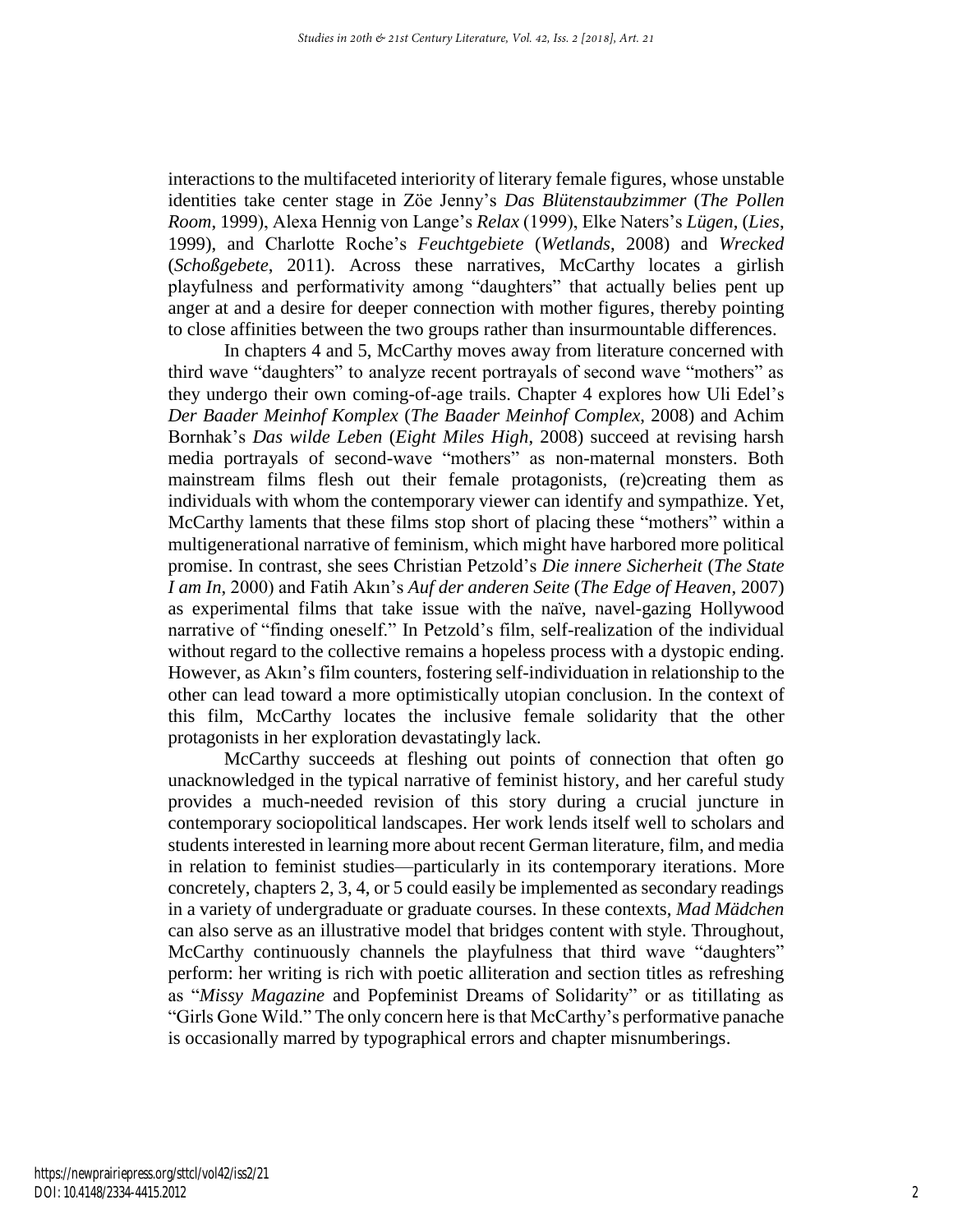interactions to the multifaceted interiority of literary female figures, whose unstable identities take center stage in Zöe Jenny's *Das Blütenstaubzimmer* (*The Pollen Room*, 1999), Alexa Hennig von Lange's *Relax* (1999), Elke Naters's *Lügen*, (*Lies*, 1999), and Charlotte Roche's *Feuchtgebiete* (*Wetlands*, 2008) and *Wrecked* (*Schoßgebete*, 2011). Across these narratives, McCarthy locates a girlish playfulness and performativity among "daughters" that actually belies pent up anger at and a desire for deeper connection with mother figures, thereby pointing to close affinities between the two groups rather than insurmountable differences.

In chapters 4 and 5, McCarthy moves away from literature concerned with third wave "daughters" to analyze recent portrayals of second wave "mothers" as they undergo their own coming-of-age trails. Chapter 4 explores how Uli Edel's *Der Baader Meinhof Komplex* (*The Baader Meinhof Complex*, 2008) and Achim Bornhak's *Das wilde Leben* (*Eight Miles High*, 2008) succeed at revising harsh media portrayals of second-wave "mothers" as non-maternal monsters. Both mainstream films flesh out their female protagonists, (re)creating them as individuals with whom the contemporary viewer can identify and sympathize. Yet, McCarthy laments that these films stop short of placing these "mothers" within a multigenerational narrative of feminism, which might have harbored more political promise. In contrast, she sees Christian Petzold's *Die innere Sicherheit* (*The State I am In*, 2000) and Fatih Akın's *Auf der anderen Seite* (*The Edge of Heaven*, 2007) as experimental films that take issue with the naïve, navel-gazing Hollywood narrative of "finding oneself." In Petzold's film, self-realization of the individual without regard to the collective remains a hopeless process with a dystopic ending. However, as Akın's film counters, fostering self-individuation in relationship to the other can lead toward a more optimistically utopian conclusion. In the context of this film, McCarthy locates the inclusive female solidarity that the other protagonists in her exploration devastatingly lack.

McCarthy succeeds at fleshing out points of connection that often go unacknowledged in the typical narrative of feminist history, and her careful study provides a much-needed revision of this story during a crucial juncture in contemporary sociopolitical landscapes. Her work lends itself well to scholars and students interested in learning more about recent German literature, film, and media in relation to feminist studies—particularly in its contemporary iterations. More concretely, chapters 2, 3, 4, or 5 could easily be implemented as secondary readings in a variety of undergraduate or graduate courses. In these contexts, *Mad Mädchen* can also serve as an illustrative model that bridges content with style. Throughout, McCarthy continuously channels the playfulness that third wave "daughters" perform: her writing is rich with poetic alliteration and section titles as refreshing as "*Missy Magazine* and Popfeminist Dreams of Solidarity" or as titillating as "Girls Gone Wild." The only concern here is that McCarthy's performative panache is occasionally marred by typographical errors and chapter misnumberings.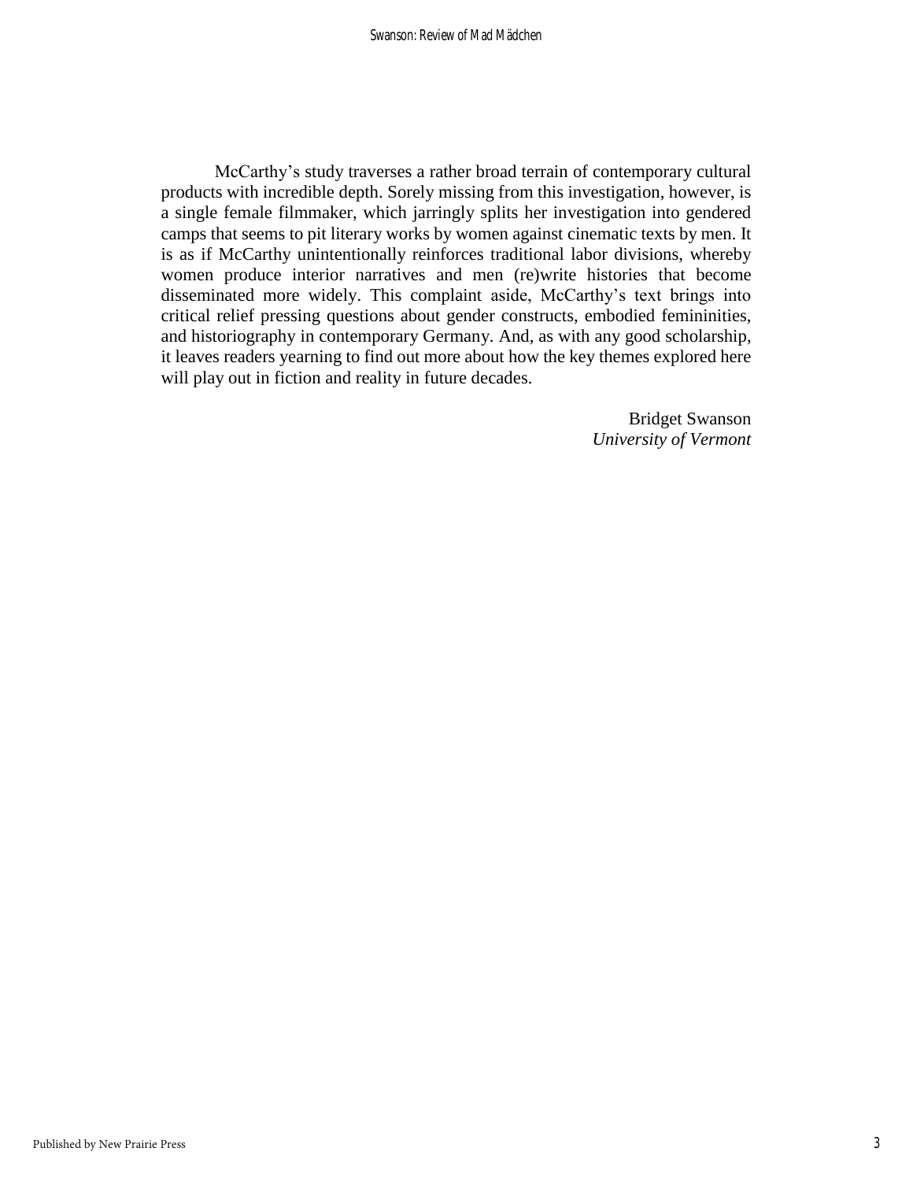McCarthy's study traverses a rather broad terrain of contemporary cultural products with incredible depth. Sorely missing from this investigation, however, is a single female filmmaker, which jarringly splits her investigation into gendered camps that seems to pit literary works by women against cinematic texts by men. It is as if McCarthy unintentionally reinforces traditional labor divisions, whereby women produce interior narratives and men (re)write histories that become disseminated more widely. This complaint aside, McCarthy's text brings into critical relief pressing questions about gender constructs, embodied femininities, and historiography in contemporary Germany. And, as with any good scholarship, it leaves readers yearning to find out more about how the key themes explored here will play out in fiction and reality in future decades.

Bridget Swanson  
*University of Vermont*